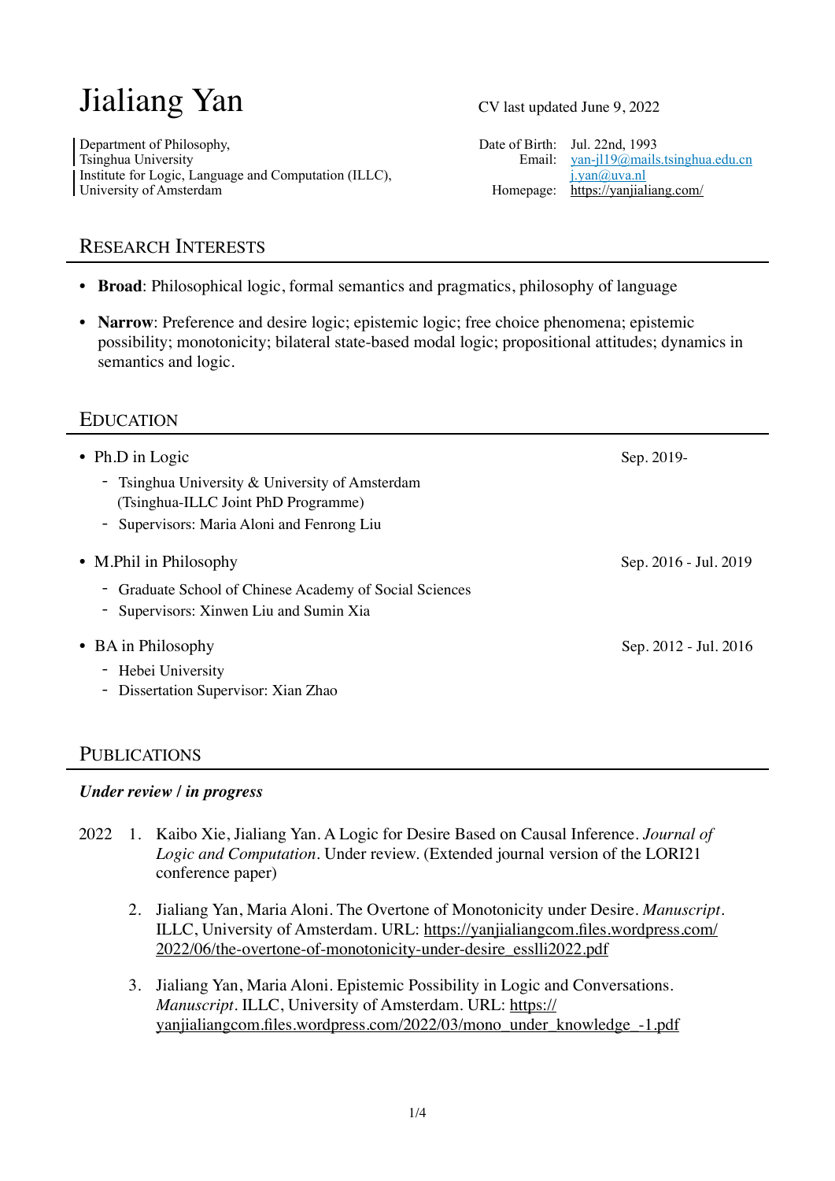# Jialiang Yan

CV last updated June 9, 2022

Department of Philosophy,
Tsinghua University
Institute for Logic, Language and Computation (ILLC),
University of Amsterdam

Date of Birth: Jul. 22nd, 1993
Email: yan-jl19@mails.tsinghua.edu.cn
j.yan@uva.nl
Homepage: https://yanjialiang.com/

## Research Interests

- **Broad**: Philosophical logic, formal semantics and pragmatics, philosophy of language
- **Narrow**: Preference and desire logic; epistemic logic; free choice phenomena; epistemic possibility; monotonicity; bilateral state-based modal logic; propositional attitudes; dynamics in semantics and logic.

## Education

- Ph.D in Logic — Sep. 2019-
  - Tsinghua University & University of Amsterdam (Tsinghua-ILLC Joint PhD Programme)
  - Supervisors: Maria Aloni and Fenrong Liu
- M.Phil in Philosophy — Sep. 2016 - Jul. 2019
  - Graduate School of Chinese Academy of Social Sciences
  - Supervisors: Xinwen Liu and Sumin Xia
- BA in Philosophy — Sep. 2012 - Jul. 2016
  - Hebei University
  - Dissertation Supervisor: Xian Zhao

## Publications

***Under review / in progress***

2022

1. Kaibo Xie, Jialiang Yan. A Logic for Desire Based on Causal Inference. *Journal of Logic and Computation*. Under review. (Extended journal version of the LORI21 conference paper)
2. Jialiang Yan, Maria Aloni. The Overtone of Monotonicity under Desire. *Manuscript*. ILLC, University of Amsterdam. URL: https://yanjialiangcom.files.wordpress.com/2022/06/the-overtone-of-monotonicity-under-desire_esslli2022.pdf
3. Jialiang Yan, Maria Aloni. Epistemic Possibility in Logic and Conversations. *Manuscript*. ILLC, University of Amsterdam. URL: https://yanjialiangcom.files.wordpress.com/2022/03/mono_under_knowledge_-1.pdf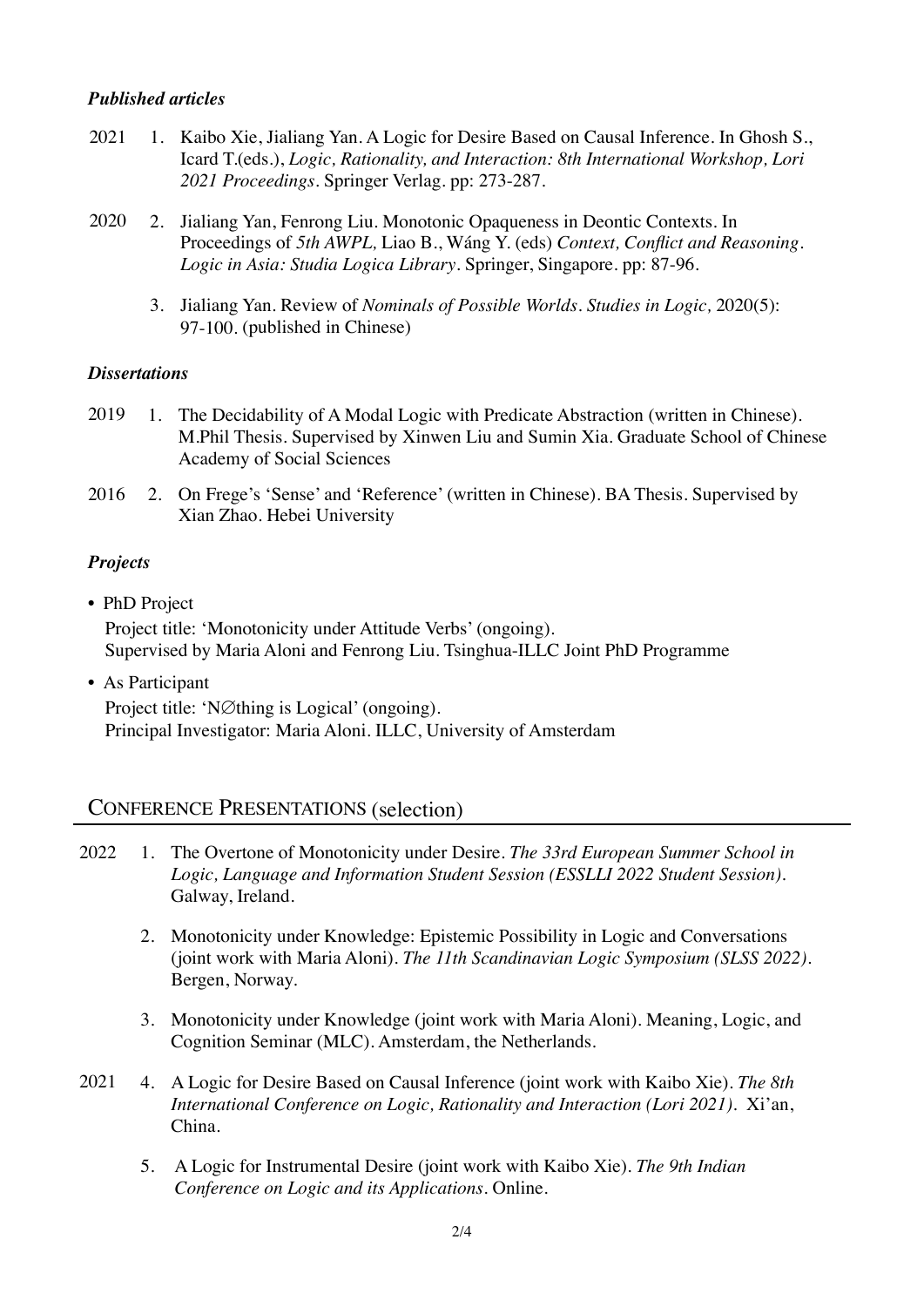### *Published articles*

2021 1. Kaibo Xie, Jialiang Yan. A Logic for Desire Based on Causal Inference. In Ghosh S., Icard T.(eds.), *Logic, Rationality, and Interaction: 8th International Workshop, Lori 2021 Proceedings*. Springer Verlag. pp: 273-287.

2020 2. Jialiang Yan, Fenrong Liu. Monotonic Opaqueness in Deontic Contexts. In Proceedings of *5th AWPL,* Liao B., Wáng Y. (eds) *Context, Conflict and Reasoning*. *Logic in Asia: Studia Logica Library*. Springer, Singapore. pp: 87-96.

3. Jialiang Yan. Review of *Nominals of Possible Worlds*. *Studies in Logic,* 2020(5): 97-100. (published in Chinese)

### *Dissertations*

2019 1. The Decidability of A Modal Logic with Predicate Abstraction (written in Chinese). M.Phil Thesis. Supervised by Xinwen Liu and Sumin Xia. Graduate School of Chinese Academy of Social Sciences

2016 2. On Frege's 'Sense' and 'Reference' (written in Chinese). BA Thesis. Supervised by Xian Zhao. Hebei University

### *Projects*

- PHD Project
  Project title: 'Monotonicity under Attitude Verbs' (ongoing).
  Supervised by Maria Aloni and Fenrong Liu. Tsinghua-ILLC Joint PhD Programme
- As Participant
  Project title: 'N∅thing is Logical' (ongoing).
  Principal Investigator: Maria Aloni. ILLC, University of Amsterdam

## Conference Presentations (selection)

2022 1. The Overtone of Monotonicity under Desire. *The 33rd European Summer School in Logic, Language and Information Student Session (ESSLLI 2022 Student Session)*. Galway, Ireland.

2. Monotonicity under Knowledge: Epistemic Possibility in Logic and Conversations (joint work with Maria Aloni). *The 11th Scandinavian Logic Symposium (SLSS 2022)*. Bergen, Norway.

3. Monotonicity under Knowledge (joint work with Maria Aloni). Meaning, Logic, and Cognition Seminar (MLC). Amsterdam, the Netherlands.

2021 4. A Logic for Desire Based on Causal Inference (joint work with Kaibo Xie). *The 8th International Conference on Logic, Rationality and Interaction (Lori 2021)*. Xi'an, China.

5. A Logic for Instrumental Desire (joint work with Kaibo Xie). *The 9th Indian Conference on Logic and its Applications*. Online.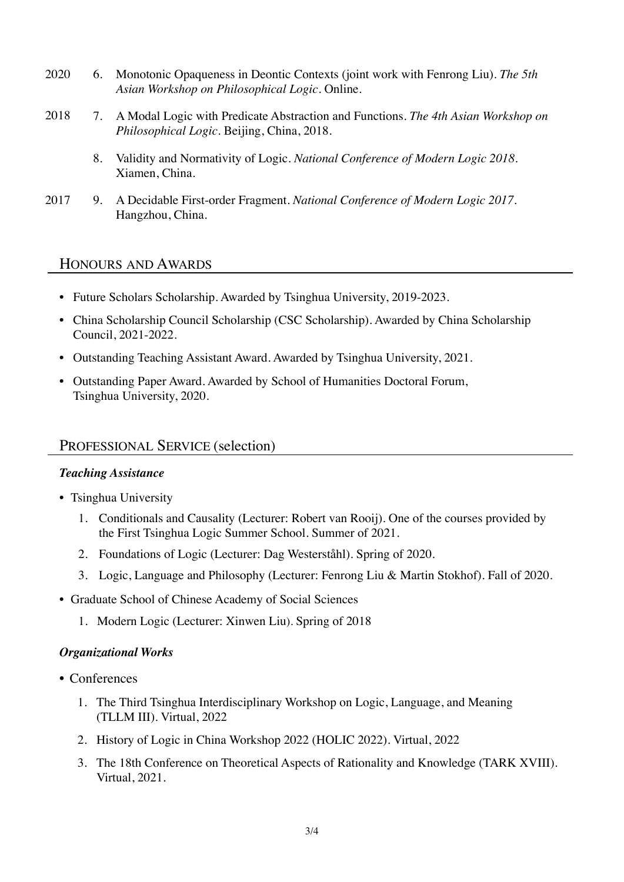2020 6. Monotonic Opaqueness in Deontic Contexts (joint work with Fenrong Liu). *The 5th Asian Workshop on Philosophical Logic*. Online.

2018 7. A Modal Logic with Predicate Abstraction and Functions. *The 4th Asian Workshop on Philosophical Logic*. Beijing, China, 2018.

8. Validity and Normativity of Logic. *National Conference of Modern Logic 2018*. Xiamen, China.

2017 9. A Decidable First-order Fragment. *National Conference of Modern Logic 2017*. Hangzhou, China.

## HONOURS AND AWARDS

- Future Scholars Scholarship. Awarded by Tsinghua University, 2019-2023.
- China Scholarship Council Scholarship (CSC Scholarship). Awarded by China Scholarship Council, 2021-2022.
- Outstanding Teaching Assistant Award. Awarded by Tsinghua University, 2021.
- Outstanding Paper Award. Awarded by School of Humanities Doctoral Forum, Tsinghua University, 2020.

## PROFESSIONAL SERVICE (selection)

### *Teaching Assistance*

- Tsinghua University
  1. Conditionals and Causality (Lecturer: Robert van Rooij). One of the courses provided by the First Tsinghua Logic Summer School. Summer of 2021.
  2. Foundations of Logic (Lecturer: Dag Westerståhl). Spring of 2020.
  3. Logic, Language and Philosophy (Lecturer: Fenrong Liu & Martin Stokhof). Fall of 2020.
- Graduate School of Chinese Academy of Social Sciences
  1. Modern Logic (Lecturer: Xinwen Liu). Spring of 2018

### *Organizational Works*

- Conferences
  1. The Third Tsinghua Interdisciplinary Workshop on Logic, Language, and Meaning (TLLM III). Virtual, 2022
  2. History of Logic in China Workshop 2022 (HOLIC 2022). Virtual, 2022
  3. The 18th Conference on Theoretical Aspects of Rationality and Knowledge (TARK XVIII). Virtual, 2021.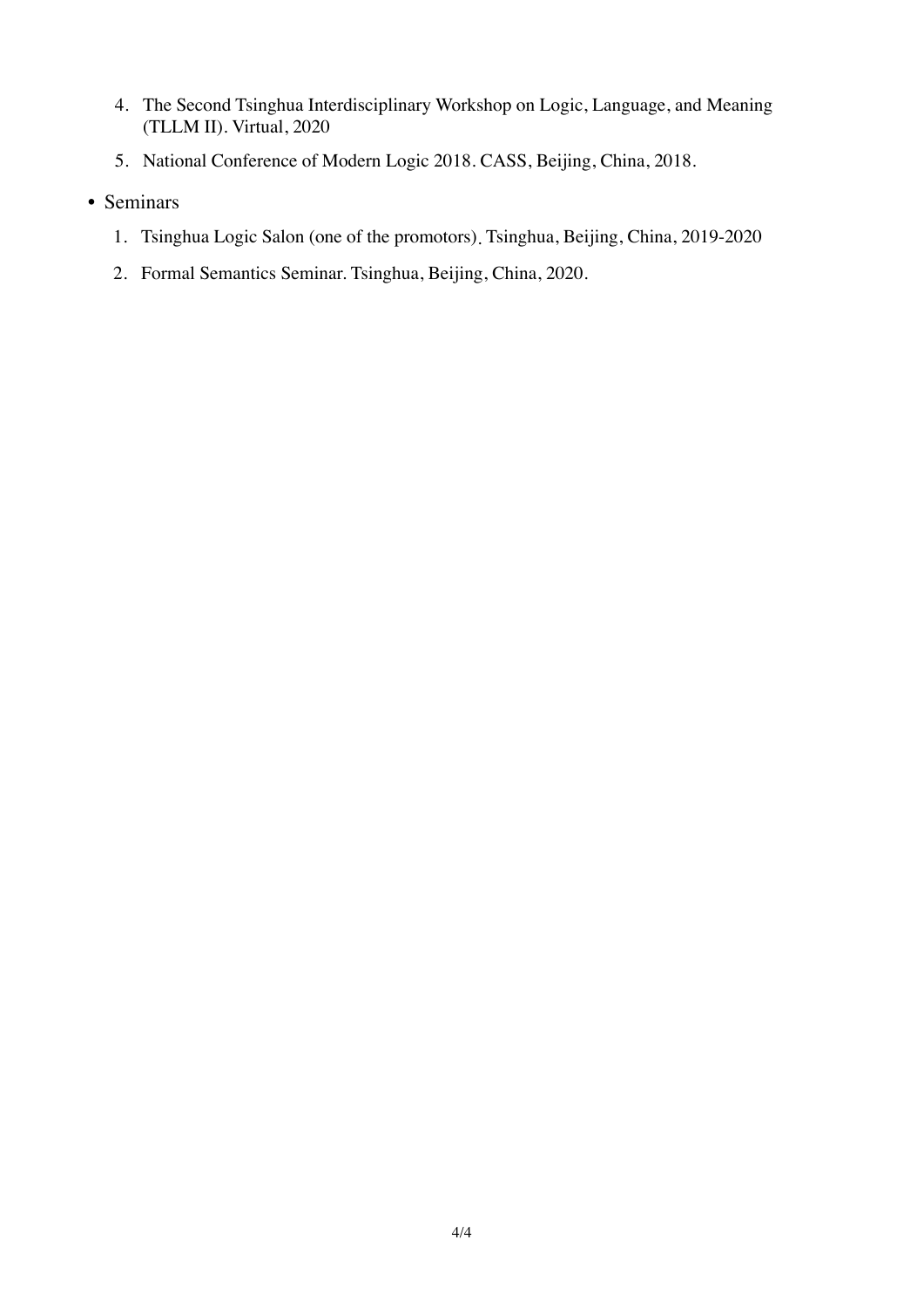4. The Second Tsinghua Interdisciplinary Workshop on Logic, Language, and Meaning (TLLM II). Virtual, 2020
5. National Conference of Modern Logic 2018. CASS, Beijing, China, 2018.

- Seminars
  1. Tsinghua Logic Salon (one of the promotors). Tsinghua, Beijing, China, 2019-2020
  2. Formal Semantics Seminar. Tsinghua, Beijing, China, 2020.